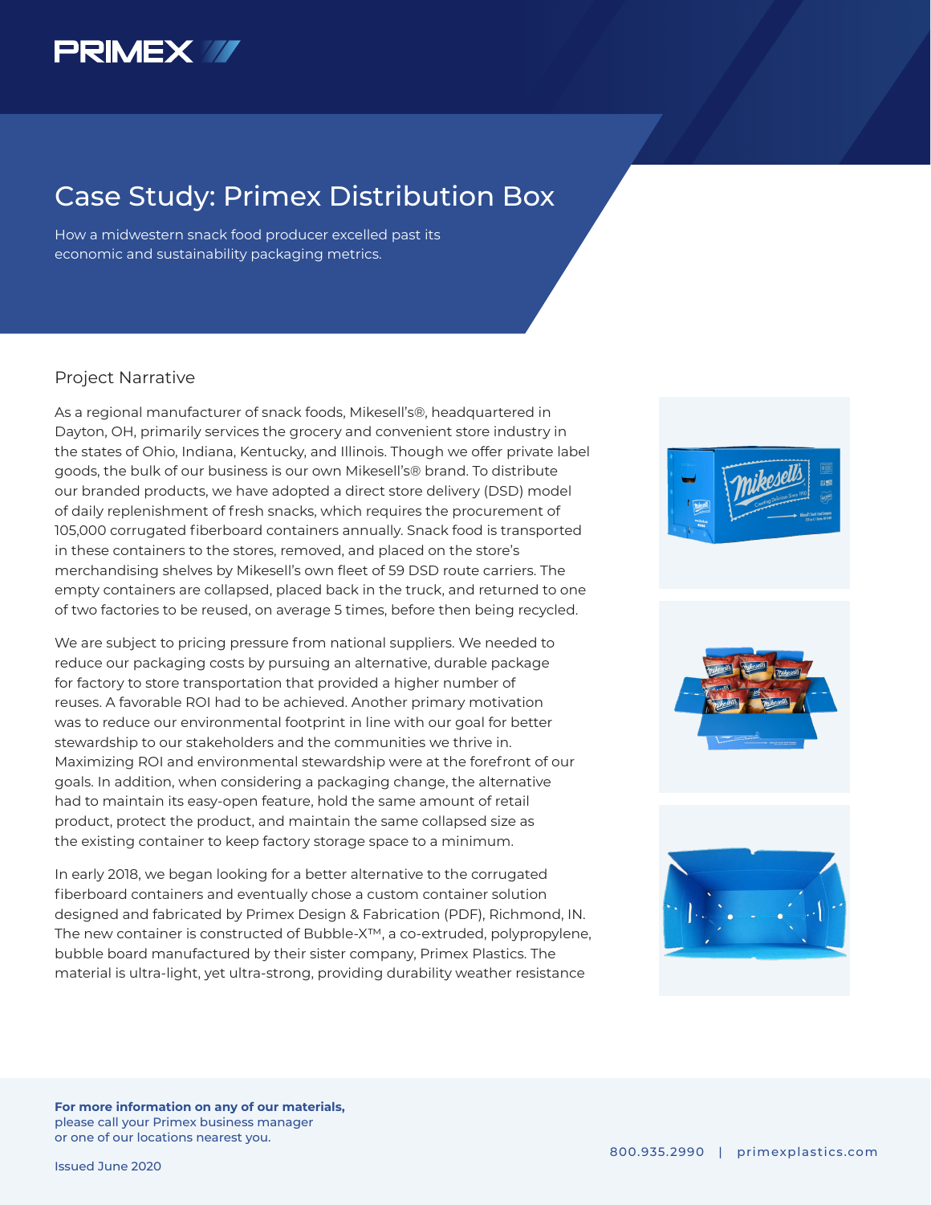PRIMEX

# Case Study: Primex Distribution Box

How a midwestern snack food producer excelled past its economic and sustainability packaging metrics.

## Project Narrative

As a regional manufacturer of snack foods, Mikesell's®, headquartered in Dayton, OH, primarily services the grocery and convenient store industry in the states of Ohio, Indiana, Kentucky, and Illinois. Though we offer private label goods, the bulk of our business is our own Mikesell's® brand. To distribute our branded products, we have adopted a direct store delivery (DSD) model of daily replenishment of fresh snacks, which requires the procurement of 105,000 corrugated fiberboard containers annually. Snack food is transported in these containers to the stores, removed, and placed on the store's merchandising shelves by Mikesell's own fleet of 59 DSD route carriers. The empty containers are collapsed, placed back in the truck, and returned to one of two factories to be reused, on average 5 times, before then being recycled.

We are subject to pricing pressure from national suppliers. We needed to reduce our packaging costs by pursuing an alternative, durable package for factory to store transportation that provided a higher number of reuses. A favorable ROI had to be achieved. Another primary motivation was to reduce our environmental footprint in line with our goal for better stewardship to our stakeholders and the communities we thrive in. Maximizing ROI and environmental stewardship were at the forefront of our goals. In addition, when considering a packaging change, the alternative had to maintain its easy-open feature, hold the same amount of retail product, protect the product, and maintain the same collapsed size as the existing container to keep factory storage space to a minimum.

In early 2018, we began looking for a better alternative to the corrugated fiberboard containers and eventually chose a custom container solution designed and fabricated by Primex Design & Fabrication (PDF), Richmond, IN. The new container is constructed of Bubble-X™, a co-extruded, polypropylene, bubble board manufactured by their sister company, Primex Plastics. The material is ultra-light, yet ultra-strong, providing durability weather resistance

**For more information on any of our materials,** please call your Primex business manager or one of our locations nearest you.

Issued June 2020

800.935.2990 | primexplastics.com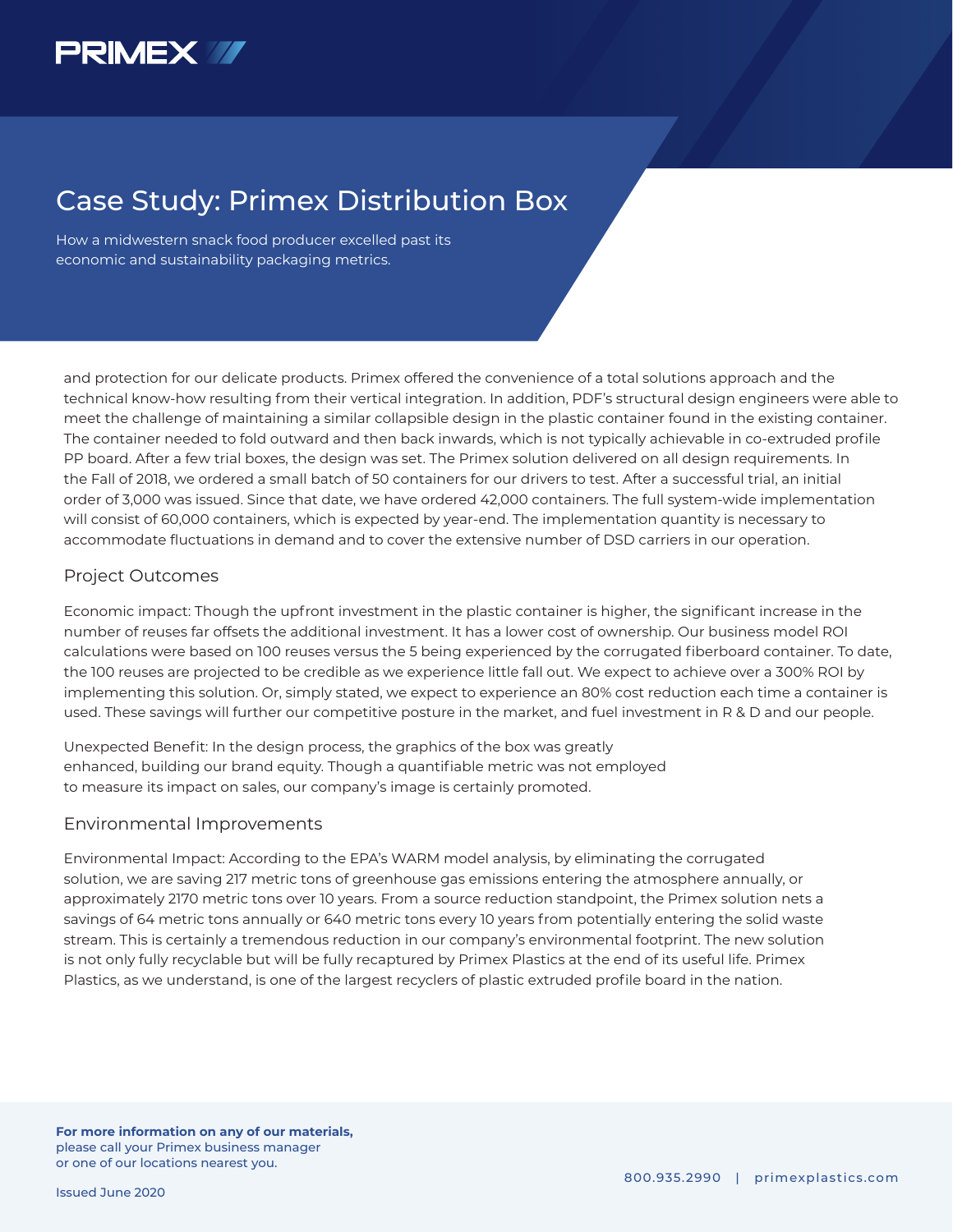# Case Study: Primex Distribution Box

How a midwestern snack food producer excelled past its economic and sustainability packaging metrics.

and protection for our delicate products. Primex offered the convenience of a total solutions approach and the technical know-how resulting from their vertical integration. In addition, PDF's structural design engineers were able to meet the challenge of maintaining a similar collapsible design in the plastic container found in the existing container. The container needed to fold outward and then back inwards, which is not typically achievable in co-extruded profile PP board. After a few trial boxes, the design was set. The Primex solution delivered on all design requirements. In the Fall of 2018, we ordered a small batch of 50 containers for our drivers to test. After a successful trial, an initial order of 3,000 was issued. Since that date, we have ordered 42,000 containers. The full system-wide implementation will consist of 60,000 containers, which is expected by year-end. The implementation quantity is necessary to accommodate fluctuations in demand and to cover the extensive number of DSD carriers in our operation.

## Project Outcomes

Economic impact: Though the upfront investment in the plastic container is higher, the significant increase in the number of reuses far offsets the additional investment. It has a lower cost of ownership. Our business model ROI calculations were based on 100 reuses versus the 5 being experienced by the corrugated fiberboard container. To date, the 100 reuses are projected to be credible as we experience little fall out. We expect to achieve over a 300% ROI by implementing this solution. Or, simply stated, we expect to experience an 80% cost reduction each time a container is used. These savings will further our competitive posture in the market, and fuel investment in R & D and our people.

Unexpected Benefit: In the design process, the graphics of the box was greatly enhanced, building our brand equity. Though a quantifiable metric was not employed to measure its impact on sales, our company's image is certainly promoted.

## Environmental Improvements

Environmental Impact: According to the EPA's WARM model analysis, by eliminating the corrugated solution, we are saving 217 metric tons of greenhouse gas emissions entering the atmosphere annually, or approximately 2170 metric tons over 10 years. From a source reduction standpoint, the Primex solution nets a savings of 64 metric tons annually or 640 metric tons every 10 years from potentially entering the solid waste stream. This is certainly a tremendous reduction in our company's environmental footprint. The new solution is not only fully recyclable but will be fully recaptured by Primex Plastics at the end of its useful life. Primex Plastics, as we understand, is one of the largest recyclers of plastic extruded profile board in the nation.

**For more information on any of our materials,** please call your Primex business manager or one of our locations nearest you.

800.935.2990 | primexplastics.com

Issued June 2020